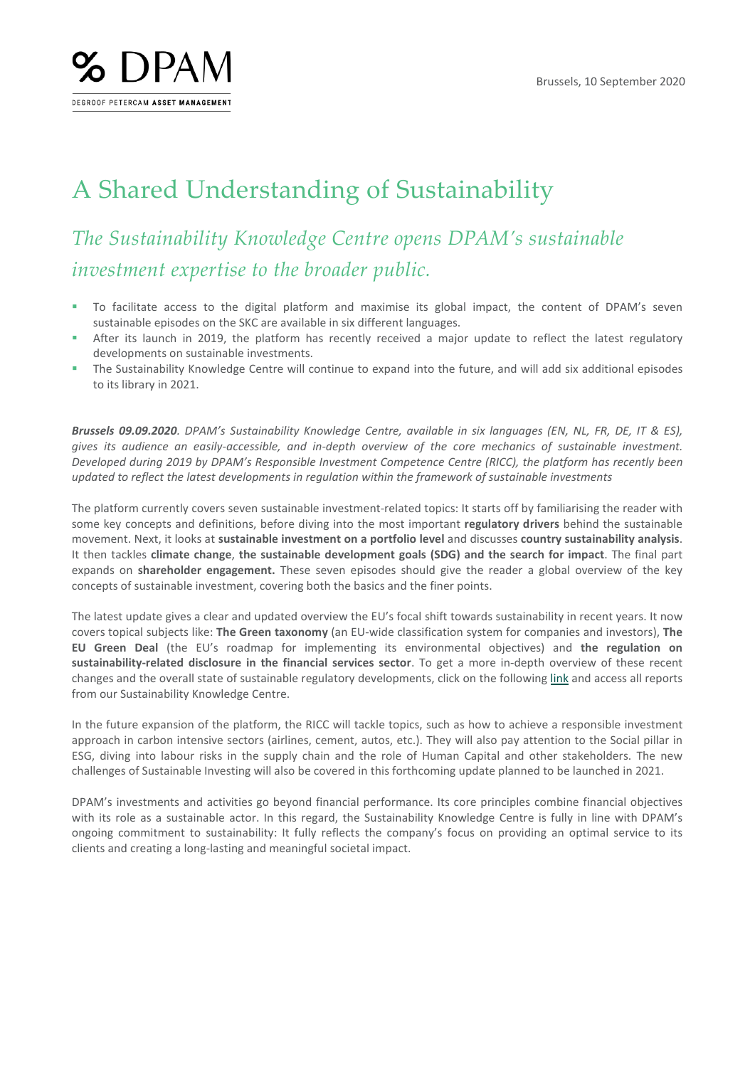Brussels, 10 September 2020

# A Shared Understanding of Sustainability

## *The Sustainability Knowledge Centre opens DPAM's sustainable investment expertise to the broader public.*

- To facilitate access to the digital platform and maximise its global impact, the content of DPAM's seven sustainable episodes on the SKC are available in six different languages.
- After its launch in 2019, the platform has recently received a major update to reflect the latest regulatory developments on sustainable investments.
- The Sustainability Knowledge Centre will continue to expand into the future, and will add six additional episodes to its library in 2021.

***Brussels 09.09.2020****. DPAM's Sustainability Knowledge Centre, available in six languages (EN, NL, FR, DE, IT & ES), gives its audience an easily-accessible, and in-depth overview of the core mechanics of sustainable investment. Developed during 2019 by DPAM's Responsible Investment Competence Centre (RICC), the platform has recently been updated to reflect the latest developments in regulation within the framework of sustainable investments*

The platform currently covers seven sustainable investment-related topics: It starts off by familiarising the reader with some key concepts and definitions, before diving into the most important **regulatory drivers** behind the sustainable movement. Next, it looks at **sustainable investment on a portfolio level** and discusses **country sustainability analysis**. It then tackles **climate change**, **the sustainable development goals (SDG) and the search for impact**. The final part expands on **shareholder engagement.** These seven episodes should give the reader a global overview of the key concepts of sustainable investment, covering both the basics and the finer points.

The latest update gives a clear and updated overview the EU's focal shift towards sustainability in recent years. It now covers topical subjects like: **The Green taxonomy** (an EU-wide classification system for companies and investors), **The EU Green Deal** (the EU's roadmap for implementing its environmental objectives) and **the regulation on sustainability-related disclosure in the financial services sector**. To get a more in-depth overview of these recent changes and the overall state of sustainable regulatory developments, click on the following link and access all reports from our Sustainability Knowledge Centre.

In the future expansion of the platform, the RICC will tackle topics, such as how to achieve a responsible investment approach in carbon intensive sectors (airlines, cement, autos, etc.). They will also pay attention to the Social pillar in ESG, diving into labour risks in the supply chain and the role of Human Capital and other stakeholders. The new challenges of Sustainable Investing will also be covered in this forthcoming update planned to be launched in 2021.

DPAM's investments and activities go beyond financial performance. Its core principles combine financial objectives with its role as a sustainable actor. In this regard, the Sustainability Knowledge Centre is fully in line with DPAM's ongoing commitment to sustainability: It fully reflects the company's focus on providing an optimal service to its clients and creating a long-lasting and meaningful societal impact.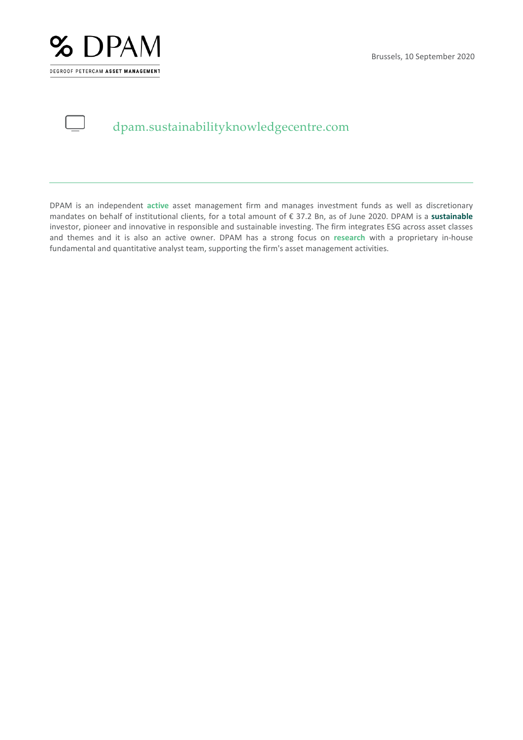% DPAM

DEGROOF PETERCAM **ASSET MANAGEMENT**

Brussels, 10 September 2020

dpam.sustainabilityknowledgecentre.com

DPAM is an independent **active** asset management firm and manages investment funds as well as discretionary mandates on behalf of institutional clients, for a total amount of € 37.2 Bn, as of June 2020. DPAM is a **sustainable** investor, pioneer and innovative in responsible and sustainable investing. The firm integrates ESG across asset classes and themes and it is also an active owner. DPAM has a strong focus on **research** with a proprietary in-house fundamental and quantitative analyst team, supporting the firm's asset management activities.